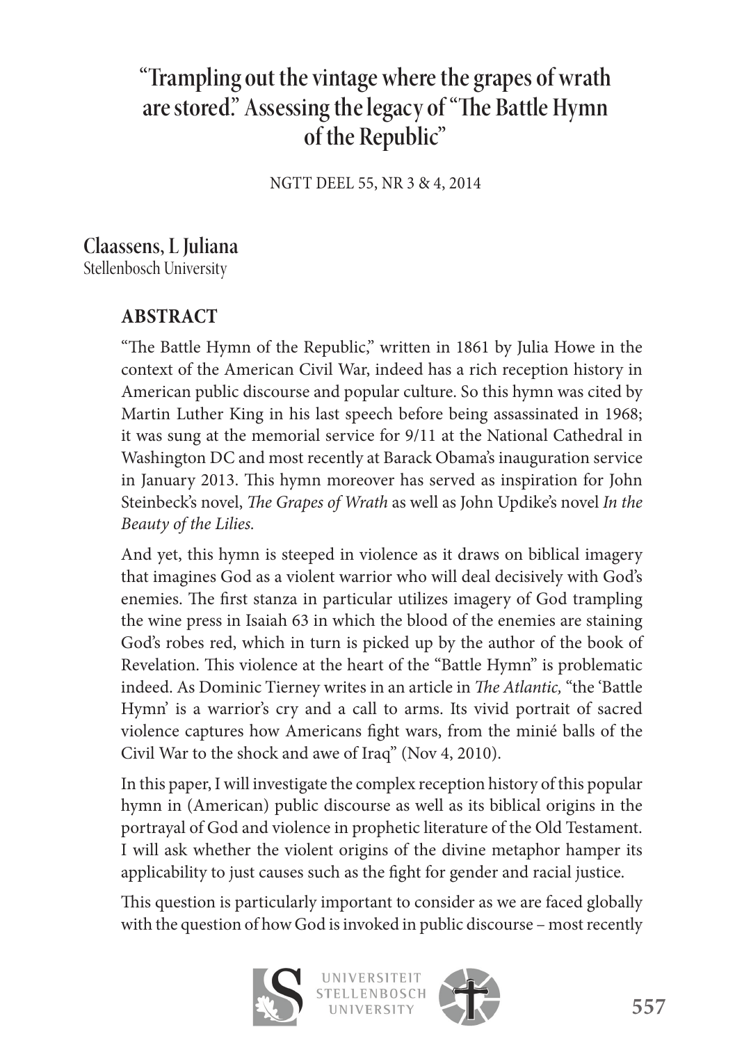# "Trampling out the vintage where the grapes of wrath are stored." Assessing the legacy of "The Battle Hymn of the Republic"

NGTT DEEL 55, NR 3 & 4, 2014

**Claassens, L Juliana**
Stellenbosch University

## ABSTRACT

"The Battle Hymn of the Republic," written in 1861 by Julia Howe in the context of the American Civil War, indeed has a rich reception history in American public discourse and popular culture. So this hymn was cited by Martin Luther King in his last speech before being assassinated in 1968; it was sung at the memorial service for 9/11 at the National Cathedral in Washington DC and most recently at Barack Obama's inauguration service in January 2013. This hymn moreover has served as inspiration for John Steinbeck's novel, *The Grapes of Wrath* as well as John Updike's novel *In the Beauty of the Lilies.*

And yet, this hymn is steeped in violence as it draws on biblical imagery that imagines God as a violent warrior who will deal decisively with God's enemies. The first stanza in particular utilizes imagery of God trampling the wine press in Isaiah 63 in which the blood of the enemies are staining God's robes red, which in turn is picked up by the author of the book of Revelation. This violence at the heart of the "Battle Hymn" is problematic indeed. As Dominic Tierney writes in an article in *The Atlantic,* "the 'Battle Hymn' is a warrior's cry and a call to arms. Its vivid portrait of sacred violence captures how Americans fight wars, from the minié balls of the Civil War to the shock and awe of Iraq" (Nov 4, 2010).

In this paper, I will investigate the complex reception history of this popular hymn in (American) public discourse as well as its biblical origins in the portrayal of God and violence in prophetic literature of the Old Testament. I will ask whether the violent origins of the divine metaphor hamper its applicability to just causes such as the fight for gender and racial justice.

This question is particularly important to consider as we are faced globally with the question of how God is invoked in public discourse – most recently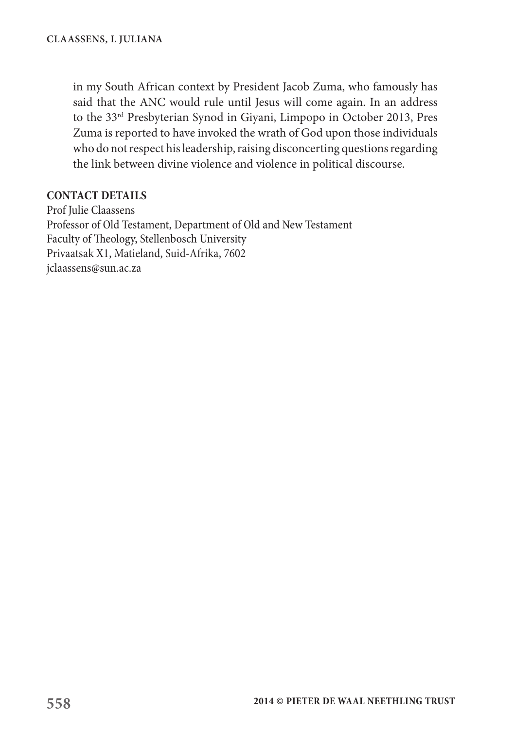in my South African context by President Jacob Zuma, who famously has said that the ANC would rule until Jesus will come again. In an address to the 33rd Presbyterian Synod in Giyani, Limpopo in October 2013, Pres Zuma is reported to have invoked the wrath of God upon those individuals who do not respect his leadership, raising disconcerting questions regarding the link between divine violence and violence in political discourse.

**CONTACT DETAILS**

Prof Julie Claassens
Professor of Old Testament, Department of Old and New Testament
Faculty of Theology, Stellenbosch University
Privaatsak X1, Matieland, Suid-Afrika, 7602
jclaassens@sun.ac.za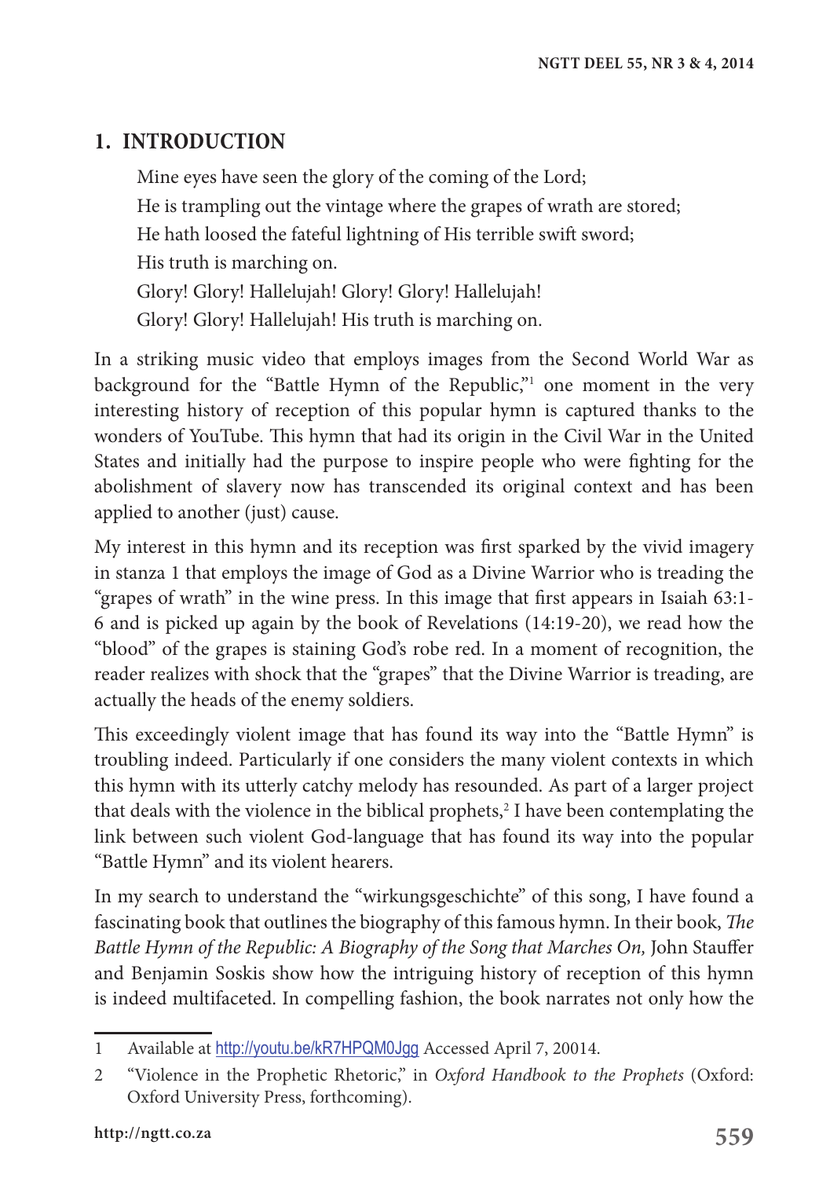## 1. INTRODUCTION

> Mine eyes have seen the glory of the coming of the Lord;
> He is trampling out the vintage where the grapes of wrath are stored;
> He hath loosed the fateful lightning of His terrible swift sword;
> His truth is marching on.
> Glory! Glory! Hallelujah! Glory! Glory! Hallelujah!
> Glory! Glory! Hallelujah! His truth is marching on.

In a striking music video that employs images from the Second World War as background for the "Battle Hymn of the Republic,"[1] one moment in the very interesting history of reception of this popular hymn is captured thanks to the wonders of YouTube. This hymn that had its origin in the Civil War in the United States and initially had the purpose to inspire people who were fighting for the abolishment of slavery now has transcended its original context and has been applied to another (just) cause.

My interest in this hymn and its reception was first sparked by the vivid imagery in stanza 1 that employs the image of God as a Divine Warrior who is treading the "grapes of wrath" in the wine press. In this image that first appears in Isaiah 63:1-6 and is picked up again by the book of Revelations (14:19-20), we read how the "blood" of the grapes is staining God's robe red. In a moment of recognition, the reader realizes with shock that the "grapes" that the Divine Warrior is treading, are actually the heads of the enemy soldiers.

This exceedingly violent image that has found its way into the "Battle Hymn" is troubling indeed. Particularly if one considers the many violent contexts in which this hymn with its utterly catchy melody has resounded. As part of a larger project that deals with the violence in the biblical prophets,[2] I have been contemplating the link between such violent God-language that has found its way into the popular "Battle Hymn" and its violent hearers.

In my search to understand the "wirkungsgeschichte" of this song, I have found a fascinating book that outlines the biography of this famous hymn. In their book, *The Battle Hymn of the Republic: A Biography of the Song that Marches On,* John Stauffer and Benjamin Soskis show how the intriguing history of reception of this hymn is indeed multifaceted. In compelling fashion, the book narrates not only how the

---

1 Available at http://youtu.be/kR7HPQM0Jgg Accessed April 7, 20014.

2 "Violence in the Prophetic Rhetoric," in *Oxford Handbook to the Prophets* (Oxford: Oxford University Press, forthcoming).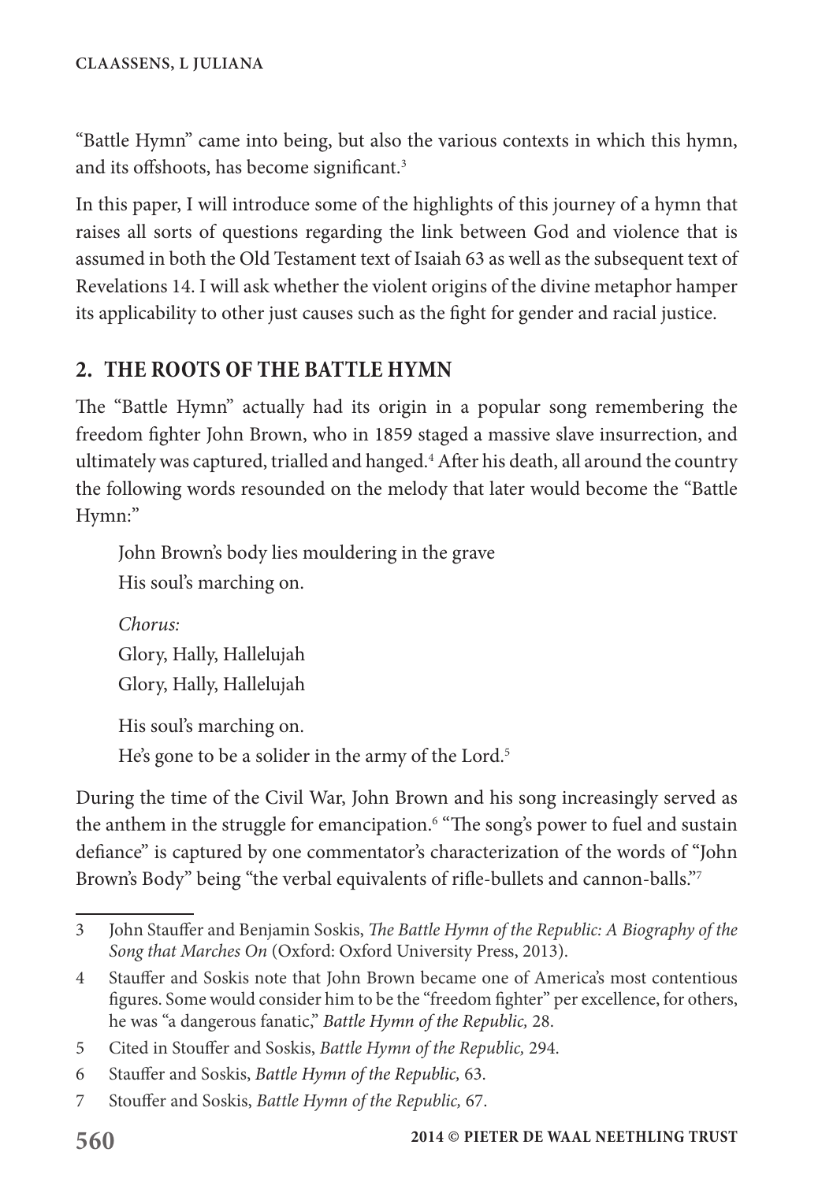"Battle Hymn" came into being, but also the various contexts in which this hymn, and its offshoots, has become significant.[3]

In this paper, I will introduce some of the highlights of this journey of a hymn that raises all sorts of questions regarding the link between God and violence that is assumed in both the Old Testament text of Isaiah 63 as well as the subsequent text of Revelations 14. I will ask whether the violent origins of the divine metaphor hamper its applicability to other just causes such as the fight for gender and racial justice.

## 2. THE ROOTS OF THE BATTLE HYMN

The "Battle Hymn" actually had its origin in a popular song remembering the freedom fighter John Brown, who in 1859 staged a massive slave insurrection, and ultimately was captured, trialled and hanged.[4] After his death, all around the country the following words resounded on the melody that later would become the "Battle Hymn:"

> John Brown's body lies mouldering in the grave
> His soul's marching on.
>
> *Chorus:*
> Glory, Hally, Hallelujah
> Glory, Hally, Hallelujah
>
> His soul's marching on.
> He's gone to be a solider in the army of the Lord.[5]

During the time of the Civil War, John Brown and his song increasingly served as the anthem in the struggle for emancipation.[6] "The song's power to fuel and sustain defiance" is captured by one commentator's characterization of the words of "John Brown's Body" being "the verbal equivalents of rifle-bullets and cannon-balls."[7]

---

3 John Stauffer and Benjamin Soskis, *The Battle Hymn of the Republic: A Biography of the Song that Marches On* (Oxford: Oxford University Press, 2013).

4 Stauffer and Soskis note that John Brown became one of America's most contentious figures. Some would consider him to be the "freedom fighter" per excellence, for others, he was "a dangerous fanatic," *Battle Hymn of the Republic,* 28.

5 Cited in Stouffer and Soskis, *Battle Hymn of the Republic,* 294.

6 Stauffer and Soskis, *Battle Hymn of the Republic,* 63.

7 Stouffer and Soskis, *Battle Hymn of the Republic,* 67.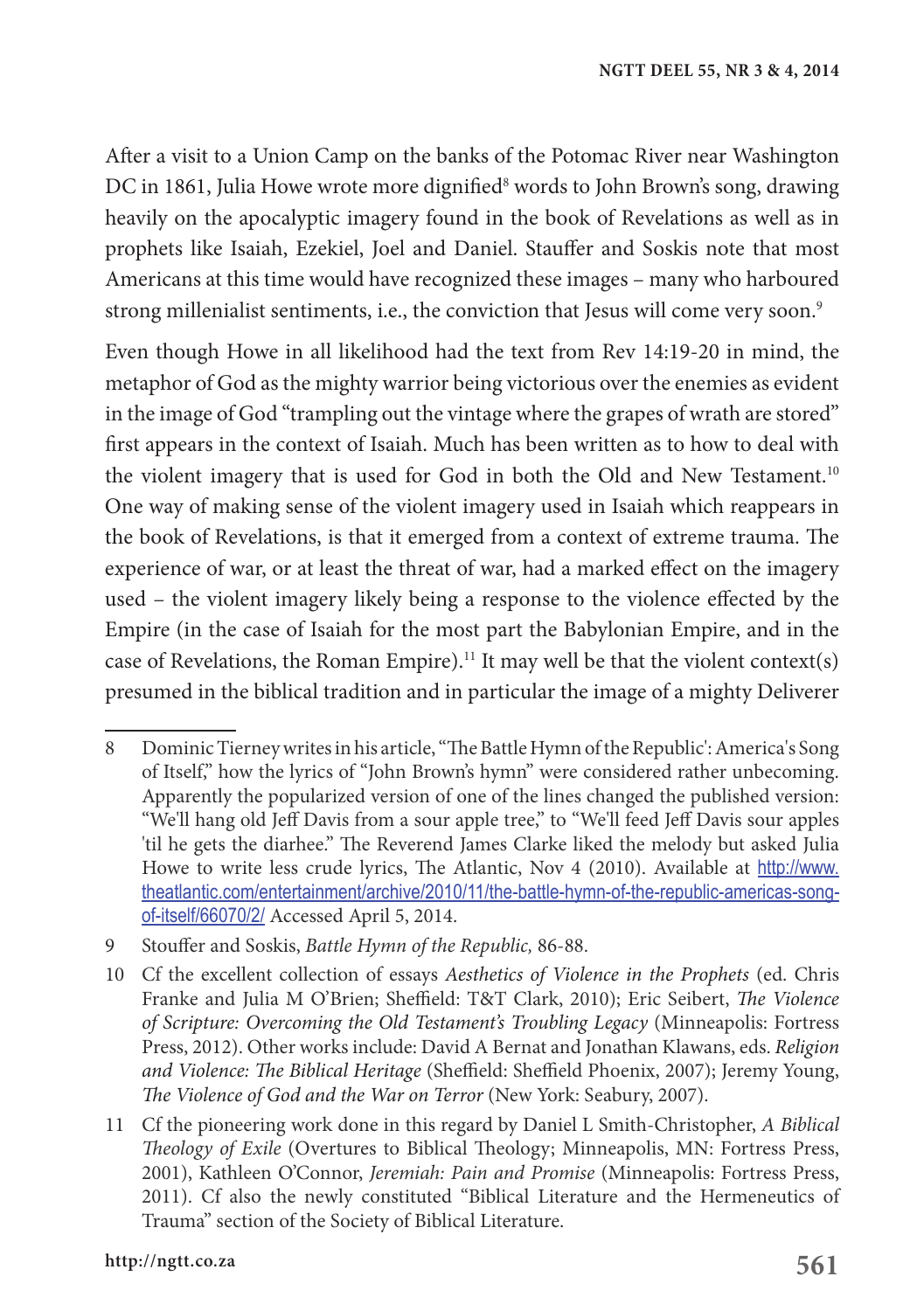After a visit to a Union Camp on the banks of the Potomac River near Washington DC in 1861, Julia Howe wrote more dignified[8] words to John Brown's song, drawing heavily on the apocalyptic imagery found in the book of Revelations as well as in prophets like Isaiah, Ezekiel, Joel and Daniel. Stauffer and Soskis note that most Americans at this time would have recognized these images – many who harboured strong millenialist sentiments, i.e., the conviction that Jesus will come very soon.[9]

Even though Howe in all likelihood had the text from Rev 14:19-20 in mind, the metaphor of God as the mighty warrior being victorious over the enemies as evident in the image of God "trampling out the vintage where the grapes of wrath are stored" first appears in the context of Isaiah. Much has been written as to how to deal with the violent imagery that is used for God in both the Old and New Testament.[10] One way of making sense of the violent imagery used in Isaiah which reappears in the book of Revelations, is that it emerged from a context of extreme trauma. The experience of war, or at least the threat of war, had a marked effect on the imagery used – the violent imagery likely being a response to the violence effected by the Empire (in the case of Isaiah for the most part the Babylonian Empire, and in the case of Revelations, the Roman Empire).[11] It may well be that the violent context(s) presumed in the biblical tradition and in particular the image of a mighty Deliverer

---

8 Dominic Tierney writes in his article, "The Battle Hymn of the Republic': America's Song of Itself," how the lyrics of "John Brown's hymn" were considered rather unbecoming. Apparently the popularized version of one of the lines changed the published version: "We'll hang old Jeff Davis from a sour apple tree," to "We'll feed Jeff Davis sour apples 'til he gets the diarhee." The Reverend James Clarke liked the melody but asked Julia Howe to write less crude lyrics, The Atlantic, Nov 4 (2010). Available at http://www.theatlantic.com/entertainment/archive/2010/11/the-battle-hymn-of-the-republic-americas-song-of-itself/66070/2/ Accessed April 5, 2014.

9 Stouffer and Soskis, *Battle Hymn of the Republic,* 86-88.

10 Cf the excellent collection of essays *Aesthetics of Violence in the Prophets* (ed. Chris Franke and Julia M O'Brien; Sheffield: T&T Clark, 2010); Eric Seibert, *The Violence of Scripture: Overcoming the Old Testament's Troubling Legacy* (Minneapolis: Fortress Press, 2012). Other works include: David A Bernat and Jonathan Klawans, eds. *Religion and Violence: The Biblical Heritage* (Sheffield: Sheffield Phoenix, 2007); Jeremy Young, *The Violence of God and the War on Terror* (New York: Seabury, 2007).

11 Cf the pioneering work done in this regard by Daniel L Smith-Christopher, *A Biblical Theology of Exile* (Overtures to Biblical Theology; Minneapolis, MN: Fortress Press, 2001), Kathleen O'Connor, *Jeremiah: Pain and Promise* (Minneapolis: Fortress Press, 2011). Cf also the newly constituted "Biblical Literature and the Hermeneutics of Trauma" section of the Society of Biblical Literature.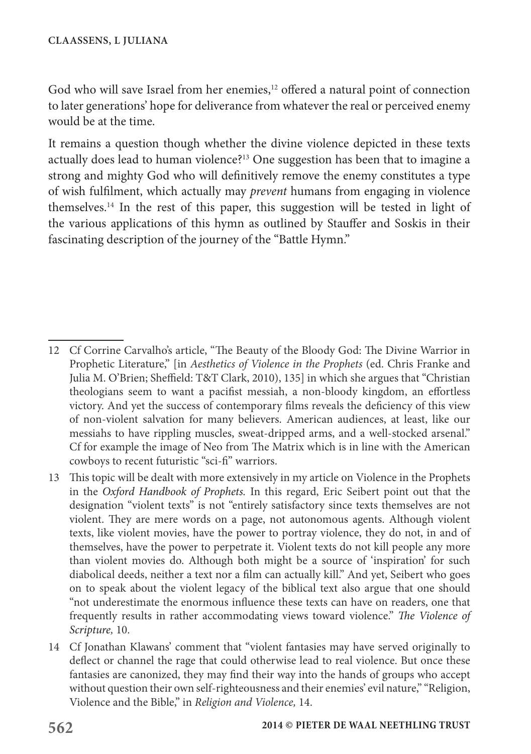God who will save Israel from her enemies,[12] offered a natural point of connection to later generations' hope for deliverance from whatever the real or perceived enemy would be at the time.

It remains a question though whether the divine violence depicted in these texts actually does lead to human violence?[13] One suggestion has been that to imagine a strong and mighty God who will definitively remove the enemy constitutes a type of wish fulfilment, which actually may *prevent* humans from engaging in violence themselves.[14] In the rest of this paper, this suggestion will be tested in light of the various applications of this hymn as outlined by Stauffer and Soskis in their fascinating description of the journey of the "Battle Hymn."

---

12 Cf Corrine Carvalho's article, "The Beauty of the Bloody God: The Divine Warrior in Prophetic Literature," [in *Aesthetics of Violence in the Prophets* (ed. Chris Franke and Julia M. O'Brien; Sheffield: T&T Clark, 2010), 135] in which she argues that "Christian theologians seem to want a pacifist messiah, a non-bloody kingdom, an effortless victory. And yet the success of contemporary films reveals the deficiency of this view of non-violent salvation for many believers. American audiences, at least, like our messiahs to have rippling muscles, sweat-dripped arms, and a well-stocked arsenal." Cf for example the image of Neo from The Matrix which is in line with the American cowboys to recent futuristic "sci-fi" warriors.

13 This topic will be dealt with more extensively in my article on Violence in the Prophets in the *Oxford Handbook of Prophets.* In this regard, Eric Seibert point out that the designation "violent texts" is not "entirely satisfactory since texts themselves are not violent. They are mere words on a page, not autonomous agents. Although violent texts, like violent movies, have the power to portray violence, they do not, in and of themselves, have the power to perpetrate it. Violent texts do not kill people any more than violent movies do. Although both might be a source of 'inspiration' for such diabolical deeds, neither a text nor a film can actually kill." And yet, Seibert who goes on to speak about the violent legacy of the biblical text also argue that one should "not underestimate the enormous influence these texts can have on readers, one that frequently results in rather accommodating views toward violence." *The Violence of Scripture,* 10.

14 Cf Jonathan Klawans' comment that "violent fantasies may have served originally to deflect or channel the rage that could otherwise lead to real violence. But once these fantasies are canonized, they may find their way into the hands of groups who accept without question their own self-righteousness and their enemies' evil nature," "Religion, Violence and the Bible," in *Religion and Violence,* 14.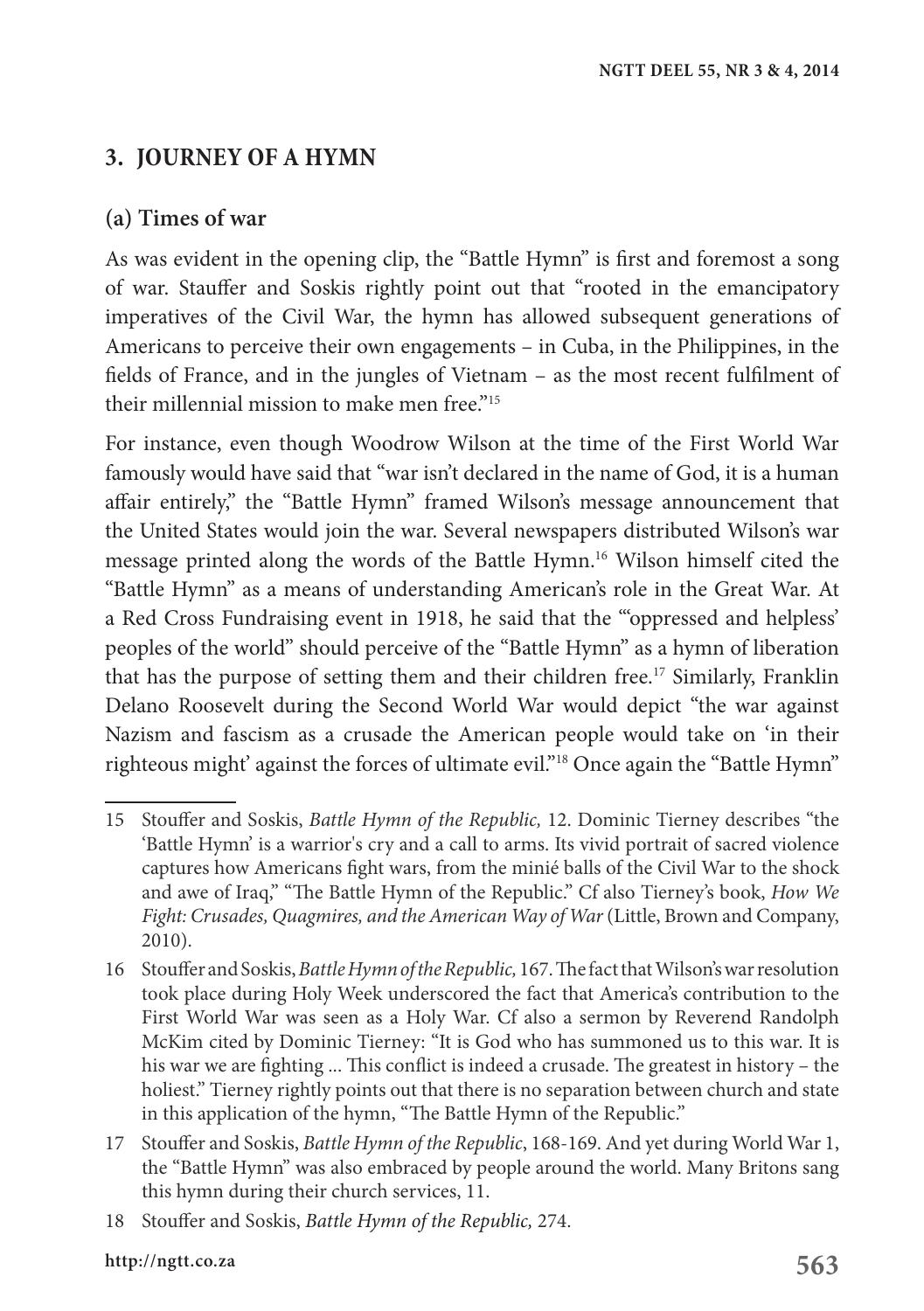## 3. JOURNEY OF A HYMN

### (a) Times of war

As was evident in the opening clip, the "Battle Hymn" is first and foremost a song of war. Stauffer and Soskis rightly point out that "rooted in the emancipatory imperatives of the Civil War, the hymn has allowed subsequent generations of Americans to perceive their own engagements – in Cuba, in the Philippines, in the fields of France, and in the jungles of Vietnam – as the most recent fulfilment of their millennial mission to make men free."[15]

For instance, even though Woodrow Wilson at the time of the First World War famously would have said that "war isn't declared in the name of God, it is a human affair entirely," the "Battle Hymn" framed Wilson's message announcement that the United States would join the war. Several newspapers distributed Wilson's war message printed along the words of the Battle Hymn.[16] Wilson himself cited the "Battle Hymn" as a means of understanding American's role in the Great War. At a Red Cross Fundraising event in 1918, he said that the "'oppressed and helpless' peoples of the world" should perceive of the "Battle Hymn" as a hymn of liberation that has the purpose of setting them and their children free.[17] Similarly, Franklin Delano Roosevelt during the Second World War would depict "the war against Nazism and fascism as a crusade the American people would take on 'in their righteous might' against the forces of ultimate evil."[18] Once again the "Battle Hymn"

---

15 Stouffer and Soskis, *Battle Hymn of the Republic,* 12. Dominic Tierney describes "the 'Battle Hymn' is a warrior's cry and a call to arms. Its vivid portrait of sacred violence captures how Americans fight wars, from the minié balls of the Civil War to the shock and awe of Iraq," "The Battle Hymn of the Republic." Cf also Tierney's book, *How We Fight: Crusades, Quagmires, and the American Way of War* (Little, Brown and Company, 2010).

16 Stouffer and Soskis, *Battle Hymn of the Republic,* 167. The fact that Wilson's war resolution took place during Holy Week underscored the fact that America's contribution to the First World War was seen as a Holy War. Cf also a sermon by Reverend Randolph McKim cited by Dominic Tierney: "It is God who has summoned us to this war. It is his war we are fighting ... This conflict is indeed a crusade. The greatest in history – the holiest." Tierney rightly points out that there is no separation between church and state in this application of the hymn, "The Battle Hymn of the Republic."

17 Stouffer and Soskis, *Battle Hymn of the Republic*, 168-169. And yet during World War 1, the "Battle Hymn" was also embraced by people around the world. Many Britons sang this hymn during their church services, 11.

18 Stouffer and Soskis, *Battle Hymn of the Republic,* 274.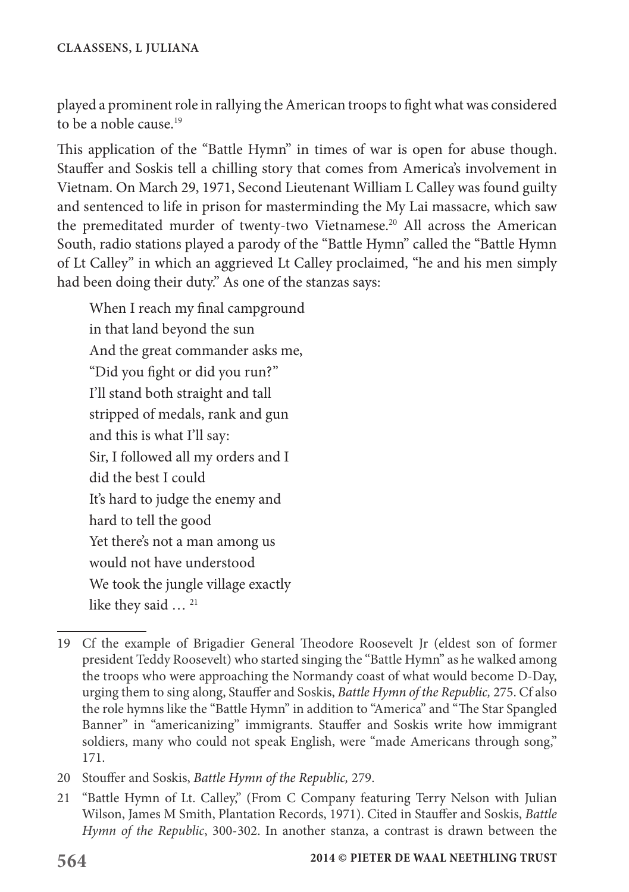played a prominent role in rallying the American troops to fight what was considered to be a noble cause.[19]

This application of the "Battle Hymn" in times of war is open for abuse though. Stauffer and Soskis tell a chilling story that comes from America's involvement in Vietnam. On March 29, 1971, Second Lieutenant William L Calley was found guilty and sentenced to life in prison for masterminding the My Lai massacre, which saw the premeditated murder of twenty-two Vietnamese.[20] All across the American South, radio stations played a parody of the "Battle Hymn" called the "Battle Hymn of Lt Calley" in which an aggrieved Lt Calley proclaimed, "he and his men simply had been doing their duty." As one of the stanzas says:

> When I reach my final campground
> in that land beyond the sun
> And the great commander asks me,
> "Did you fight or did you run?"
> I'll stand both straight and tall
> stripped of medals, rank and gun
> and this is what I'll say:
> Sir, I followed all my orders and I
> did the best I could
> It's hard to judge the enemy and
> hard to tell the good
> Yet there's not a man among us
> would not have understood
> We took the jungle village exactly
> like they said … [21]

---

19 Cf the example of Brigadier General Theodore Roosevelt Jr (eldest son of former president Teddy Roosevelt) who started singing the "Battle Hymn" as he walked among the troops who were approaching the Normandy coast of what would become D-Day, urging them to sing along, Stauffer and Soskis, *Battle Hymn of the Republic,* 275. Cf also the role hymns like the "Battle Hymn" in addition to "America" and "The Star Spangled Banner" in "americanizing" immigrants. Stauffer and Soskis write how immigrant soldiers, many who could not speak English, were "made Americans through song," 171.

20 Stouffer and Soskis, *Battle Hymn of the Republic,* 279.

21 "Battle Hymn of Lt. Calley," (From C Company featuring Terry Nelson with Julian Wilson, James M Smith, Plantation Records, 1971). Cited in Stauffer and Soskis, *Battle Hymn of the Republic*, 300-302. In another stanza, a contrast is drawn between the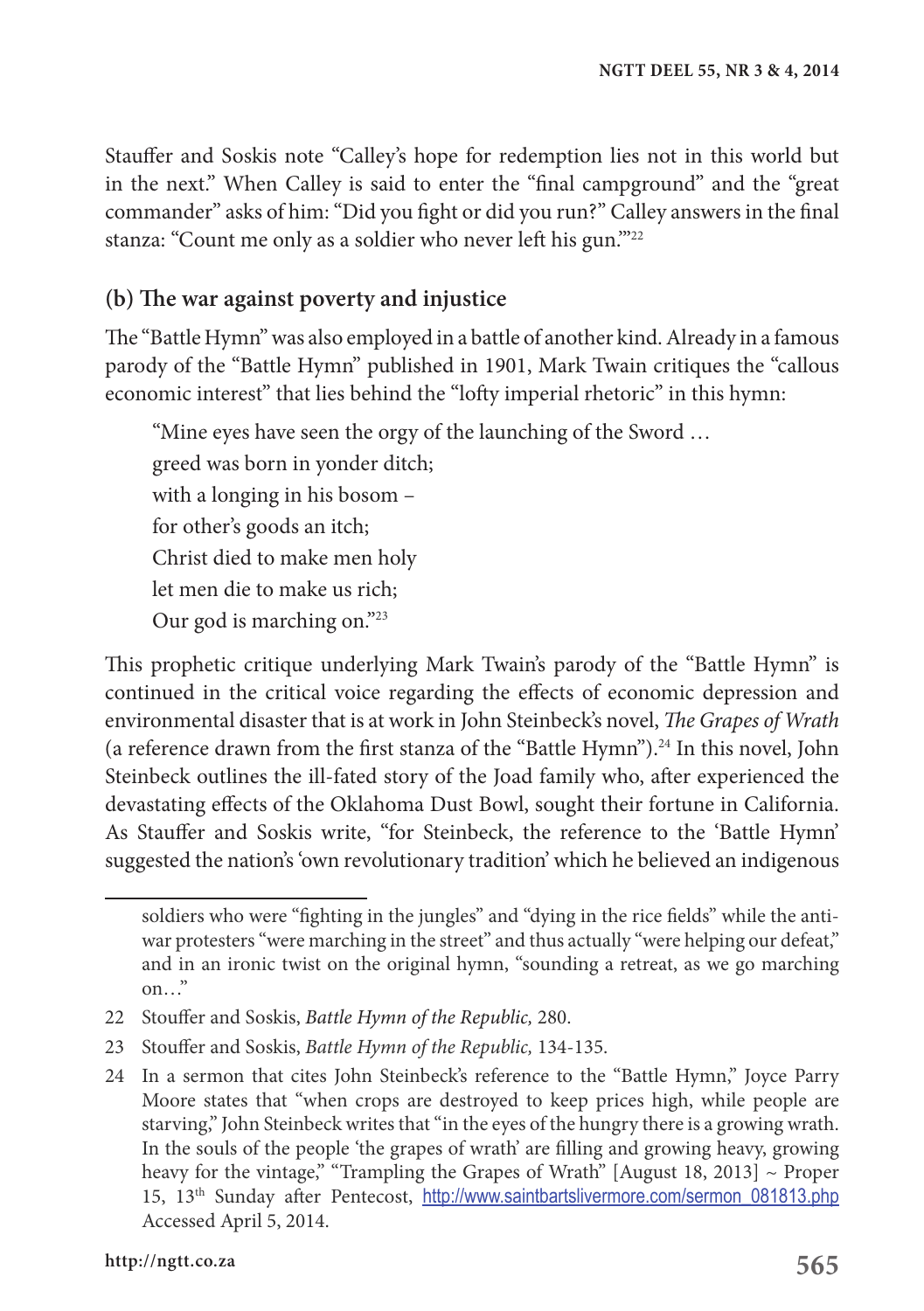Stauffer and Soskis note "Calley's hope for redemption lies not in this world but in the next." When Calley is said to enter the "final campground" and the "great commander" asks of him: "Did you fight or did you run?" Calley answers in the final stanza: "Count me only as a soldier who never left his gun.'"[22]

### (b) The war against poverty and injustice

The "Battle Hymn" was also employed in a battle of another kind. Already in a famous parody of the "Battle Hymn" published in 1901, Mark Twain critiques the "callous economic interest" that lies behind the "lofty imperial rhetoric" in this hymn:

> "Mine eyes have seen the orgy of the launching of the Sword …
> greed was born in yonder ditch;
> with a longing in his bosom –
> for other's goods an itch;
> Christ died to make men holy
> let men die to make us rich;
> Our god is marching on."[23]

This prophetic critique underlying Mark Twain's parody of the "Battle Hymn" is continued in the critical voice regarding the effects of economic depression and environmental disaster that is at work in John Steinbeck's novel, *The Grapes of Wrath* (a reference drawn from the first stanza of the "Battle Hymn").[24] In this novel, John Steinbeck outlines the ill-fated story of the Joad family who, after experienced the devastating effects of the Oklahoma Dust Bowl, sought their fortune in California. As Stauffer and Soskis write, "for Steinbeck, the reference to the 'Battle Hymn' suggested the nation's 'own revolutionary tradition' which he believed an indigenous

---

soldiers who were "fighting in the jungles" and "dying in the rice fields" while the anti-war protesters "were marching in the street" and thus actually "were helping our defeat," and in an ironic twist on the original hymn, "sounding a retreat, as we go marching on…"

22 Stouffer and Soskis, *Battle Hymn of the Republic,* 280.

23 Stouffer and Soskis, *Battle Hymn of the Republic,* 134-135.

24 In a sermon that cites John Steinbeck's reference to the "Battle Hymn," Joyce Parry Moore states that "when crops are destroyed to keep prices high, while people are starving," John Steinbeck writes that "in the eyes of the hungry there is a growing wrath. In the souls of the people 'the grapes of wrath' are filling and growing heavy, growing heavy for the vintage," "Trampling the Grapes of Wrath" [August 18, 2013] ~ Proper 15, 13th Sunday after Pentecost, http://www.saintbartslivermore.com/sermon_081813.php Accessed April 5, 2014.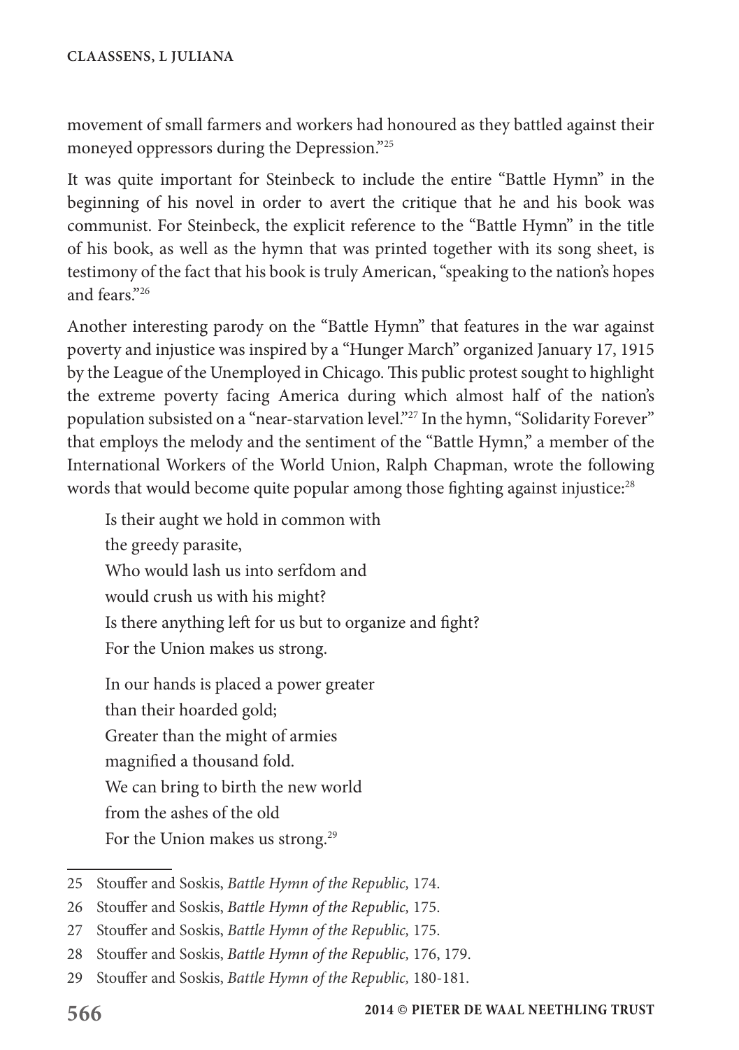movement of small farmers and workers had honoured as they battled against their moneyed oppressors during the Depression."[25]

It was quite important for Steinbeck to include the entire "Battle Hymn" in the beginning of his novel in order to avert the critique that he and his book was communist. For Steinbeck, the explicit reference to the "Battle Hymn" in the title of his book, as well as the hymn that was printed together with its song sheet, is testimony of the fact that his book is truly American, "speaking to the nation's hopes and fears."[26]

Another interesting parody on the "Battle Hymn" that features in the war against poverty and injustice was inspired by a "Hunger March" organized January 17, 1915 by the League of the Unemployed in Chicago. This public protest sought to highlight the extreme poverty facing America during which almost half of the nation's population subsisted on a "near-starvation level."[27] In the hymn, "Solidarity Forever" that employs the melody and the sentiment of the "Battle Hymn," a member of the International Workers of the World Union, Ralph Chapman, wrote the following words that would become quite popular among those fighting against injustice:[28]

> Is their aught we hold in common with
> the greedy parasite,
> Who would lash us into serfdom and
> would crush us with his might?
> Is there anything left for us but to organize and fight?
> For the Union makes us strong.
>
> In our hands is placed a power greater
> than their hoarded gold;
> Greater than the might of armies
> magnified a thousand fold.
> We can bring to birth the new world
> from the ashes of the old
> For the Union makes us strong.[29]

---

25 Stouffer and Soskis, *Battle Hymn of the Republic,* 174.

26 Stouffer and Soskis, *Battle Hymn of the Republic,* 175.

27 Stouffer and Soskis, *Battle Hymn of the Republic,* 175.

28 Stouffer and Soskis, *Battle Hymn of the Republic,* 176, 179.

29 Stouffer and Soskis, *Battle Hymn of the Republic,* 180-181.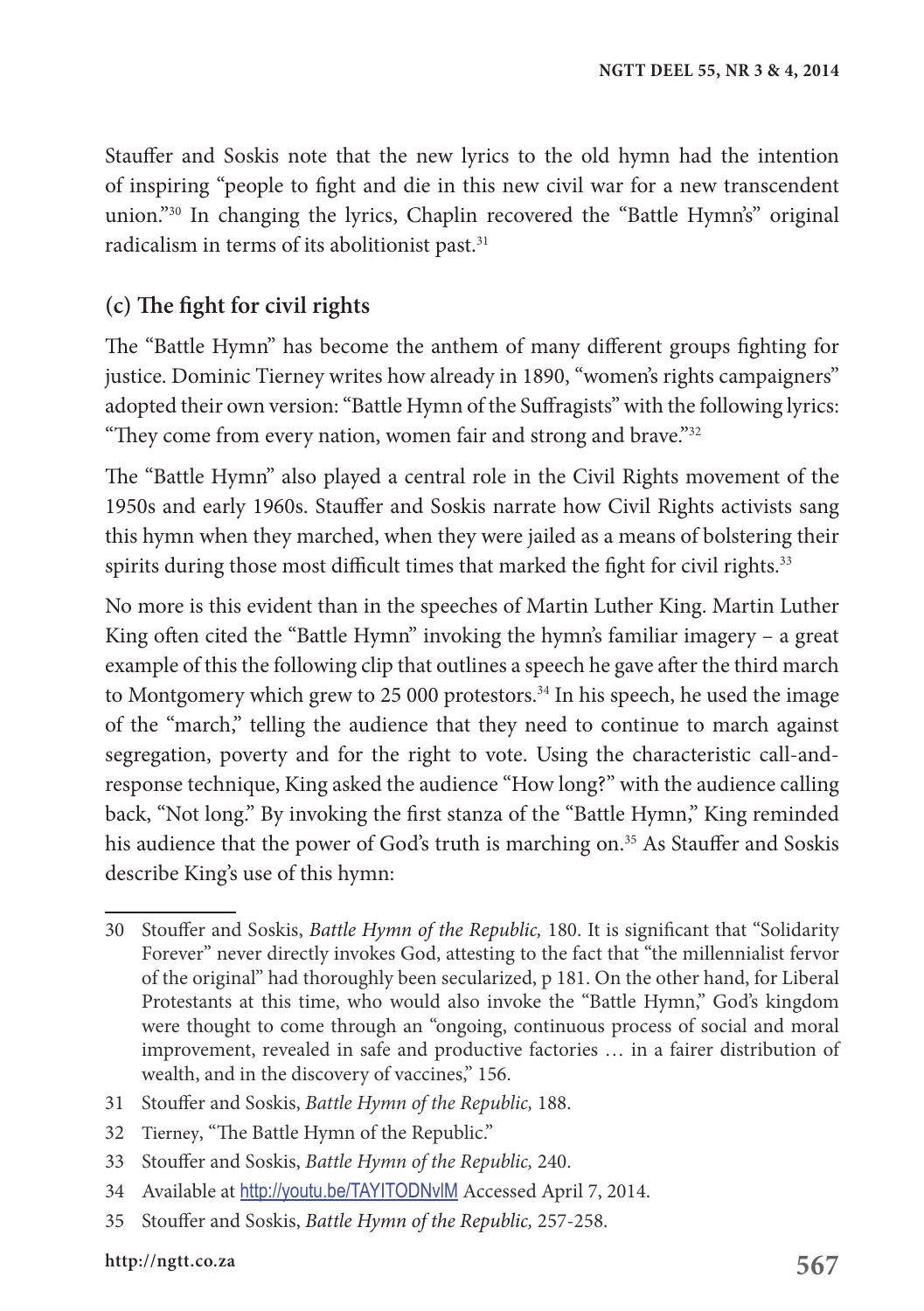Stauffer and Soskis note that the new lyrics to the old hymn had the intention of inspiring "people to fight and die in this new civil war for a new transcendent union."[30] In changing the lyrics, Chaplin recovered the "Battle Hymn's" original radicalism in terms of its abolitionist past.[31]

### (c) The fight for civil rights

The "Battle Hymn" has become the anthem of many different groups fighting for justice. Dominic Tierney writes how already in 1890, "women's rights campaigners" adopted their own version: "Battle Hymn of the Suffragists" with the following lyrics: "They come from every nation, women fair and strong and brave."[32]

The "Battle Hymn" also played a central role in the Civil Rights movement of the 1950s and early 1960s. Stauffer and Soskis narrate how Civil Rights activists sang this hymn when they marched, when they were jailed as a means of bolstering their spirits during those most difficult times that marked the fight for civil rights.[33]

No more is this evident than in the speeches of Martin Luther King. Martin Luther King often cited the "Battle Hymn" invoking the hymn's familiar imagery – a great example of this the following clip that outlines a speech he gave after the third march to Montgomery which grew to 25 000 protestors.[34] In his speech, he used the image of the "march," telling the audience that they need to continue to march against segregation, poverty and for the right to vote. Using the characteristic call-and-response technique, King asked the audience "How long?" with the audience calling back, "Not long." By invoking the first stanza of the "Battle Hymn," King reminded his audience that the power of God's truth is marching on.[35] As Stauffer and Soskis describe King's use of this hymn:

---

30 Stouffer and Soskis, *Battle Hymn of the Republic,* 180. It is significant that "Solidarity Forever" never directly invokes God, attesting to the fact that "the millennialist fervor of the original" had thoroughly been secularized, p 181. On the other hand, for Liberal Protestants at this time, who would also invoke the "Battle Hymn," God's kingdom were thought to come through an "ongoing, continuous process of social and moral improvement, revealed in safe and productive factories … in a fairer distribution of wealth, and in the discovery of vaccines," 156.

31 Stouffer and Soskis, *Battle Hymn of the Republic,* 188.

32 Tierney, "The Battle Hymn of the Republic."

33 Stouffer and Soskis, *Battle Hymn of the Republic,* 240.

34 Available at http://youtu.be/TAYITODNvlM Accessed April 7, 2014.

35 Stouffer and Soskis, *Battle Hymn of the Republic,* 257-258.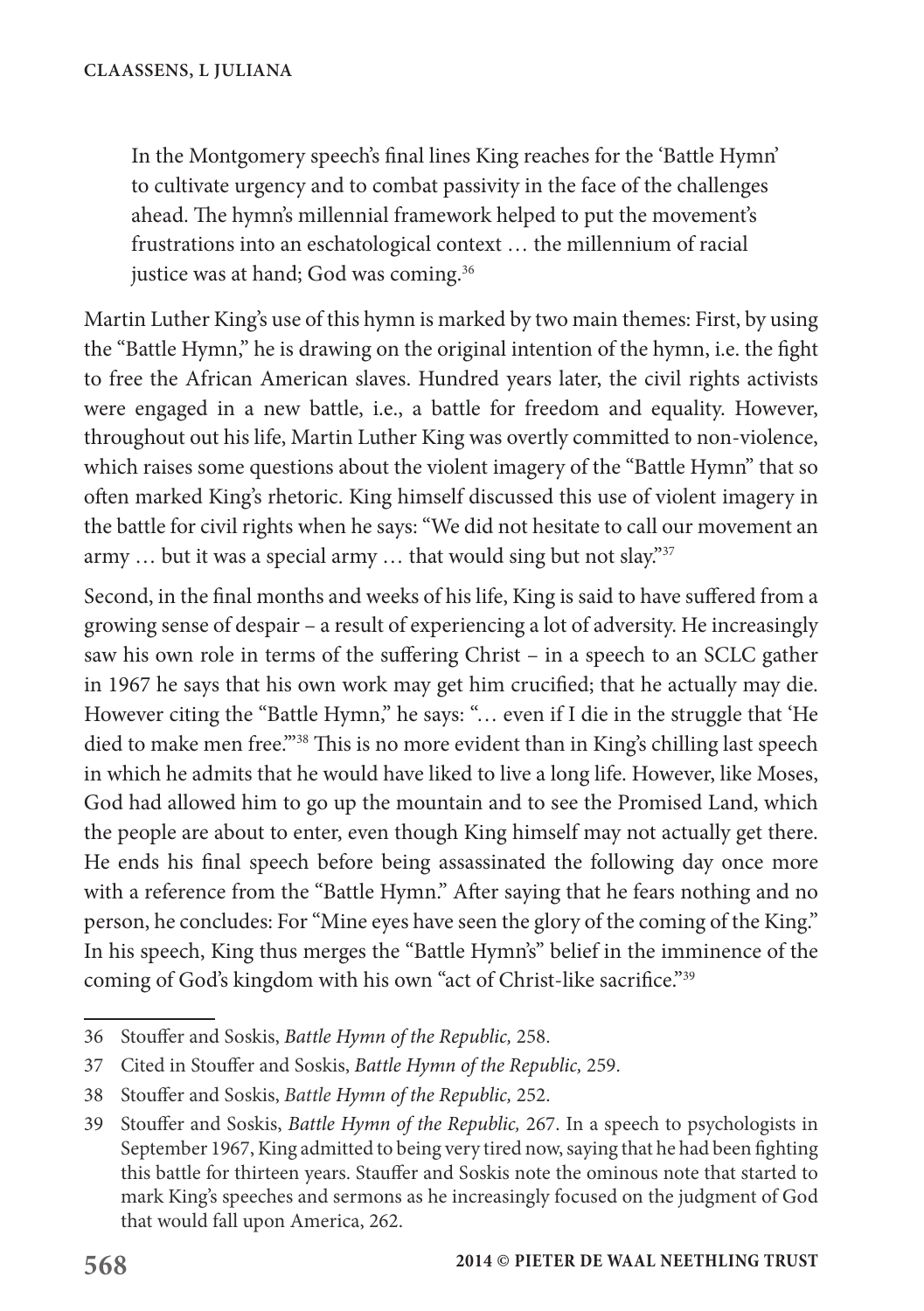> In the Montgomery speech's final lines King reaches for the 'Battle Hymn' to cultivate urgency and to combat passivity in the face of the challenges ahead. The hymn's millennial framework helped to put the movement's frustrations into an eschatological context … the millennium of racial justice was at hand; God was coming.[36]

Martin Luther King's use of this hymn is marked by two main themes: First, by using the "Battle Hymn," he is drawing on the original intention of the hymn, i.e. the fight to free the African American slaves. Hundred years later, the civil rights activists were engaged in a new battle, i.e., a battle for freedom and equality. However, throughout out his life, Martin Luther King was overtly committed to non-violence, which raises some questions about the violent imagery of the "Battle Hymn" that so often marked King's rhetoric. King himself discussed this use of violent imagery in the battle for civil rights when he says: "We did not hesitate to call our movement an army … but it was a special army … that would sing but not slay."[37]

Second, in the final months and weeks of his life, King is said to have suffered from a growing sense of despair – a result of experiencing a lot of adversity. He increasingly saw his own role in terms of the suffering Christ – in a speech to an SCLC gather in 1967 he says that his own work may get him crucified; that he actually may die. However citing the "Battle Hymn," he says: "… even if I die in the struggle that 'He died to make men free.'"[38] This is no more evident than in King's chilling last speech in which he admits that he would have liked to live a long life. However, like Moses, God had allowed him to go up the mountain and to see the Promised Land, which the people are about to enter, even though King himself may not actually get there. He ends his final speech before being assassinated the following day once more with a reference from the "Battle Hymn." After saying that he fears nothing and no person, he concludes: For "Mine eyes have seen the glory of the coming of the King." In his speech, King thus merges the "Battle Hymn's" belief in the imminence of the coming of God's kingdom with his own "act of Christ-like sacrifice."[39]

---

36 Stouffer and Soskis, *Battle Hymn of the Republic,* 258.

37 Cited in Stouffer and Soskis, *Battle Hymn of the Republic,* 259.

38 Stouffer and Soskis, *Battle Hymn of the Republic,* 252.

39 Stouffer and Soskis, *Battle Hymn of the Republic,* 267. In a speech to psychologists in September 1967, King admitted to being very tired now, saying that he had been fighting this battle for thirteen years. Stauffer and Soskis note the ominous note that started to mark King's speeches and sermons as he increasingly focused on the judgment of God that would fall upon America, 262.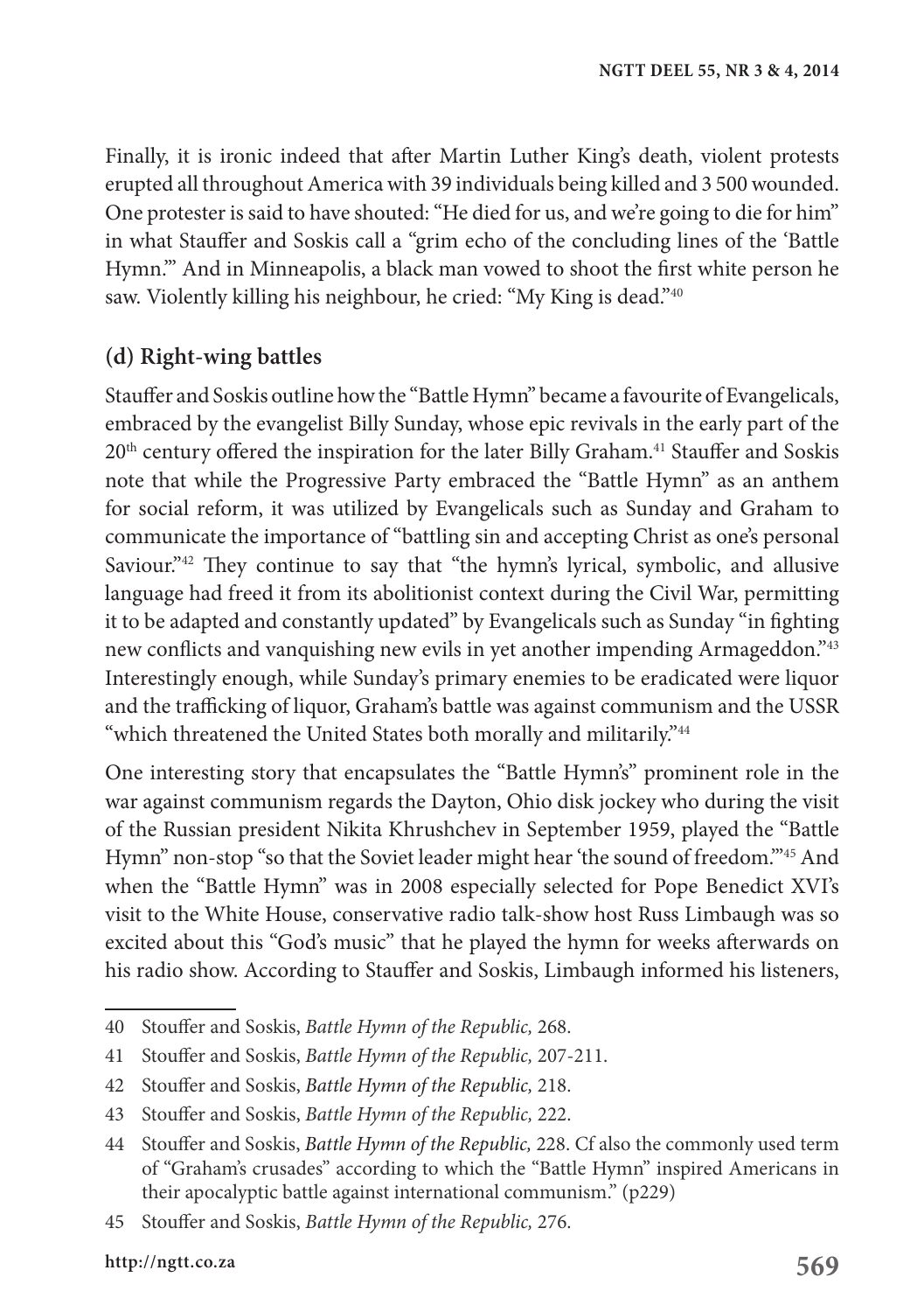Finally, it is ironic indeed that after Martin Luther King's death, violent protests erupted all throughout America with 39 individuals being killed and 3 500 wounded. One protester is said to have shouted: "He died for us, and we're going to die for him" in what Stauffer and Soskis call a "grim echo of the concluding lines of the 'Battle Hymn.'" And in Minneapolis, a black man vowed to shoot the first white person he saw. Violently killing his neighbour, he cried: "My King is dead."[40]

### (d) Right-wing battles

Stauffer and Soskis outline how the "Battle Hymn" became a favourite of Evangelicals, embraced by the evangelist Billy Sunday, whose epic revivals in the early part of the 20th century offered the inspiration for the later Billy Graham.[41] Stauffer and Soskis note that while the Progressive Party embraced the "Battle Hymn" as an anthem for social reform, it was utilized by Evangelicals such as Sunday and Graham to communicate the importance of "battling sin and accepting Christ as one's personal Saviour."[42] They continue to say that "the hymn's lyrical, symbolic, and allusive language had freed it from its abolitionist context during the Civil War, permitting it to be adapted and constantly updated" by Evangelicals such as Sunday "in fighting new conflicts and vanquishing new evils in yet another impending Armageddon."[43] Interestingly enough, while Sunday's primary enemies to be eradicated were liquor and the trafficking of liquor, Graham's battle was against communism and the USSR "which threatened the United States both morally and militarily."[44]

One interesting story that encapsulates the "Battle Hymn's" prominent role in the war against communism regards the Dayton, Ohio disk jockey who during the visit of the Russian president Nikita Khrushchev in September 1959, played the "Battle Hymn" non-stop "so that the Soviet leader might hear 'the sound of freedom.'"[45] And when the "Battle Hymn" was in 2008 especially selected for Pope Benedict XVI's visit to the White House, conservative radio talk-show host Russ Limbaugh was so excited about this "God's music" that he played the hymn for weeks afterwards on his radio show. According to Stauffer and Soskis, Limbaugh informed his listeners,

---

40 Stouffer and Soskis, *Battle Hymn of the Republic,* 268.

41 Stouffer and Soskis, *Battle Hymn of the Republic,* 207-211.

42 Stouffer and Soskis, *Battle Hymn of the Republic,* 218.

43 Stouffer and Soskis, *Battle Hymn of the Republic,* 222.

44 Stouffer and Soskis, *Battle Hymn of the Republic,* 228. Cf also the commonly used term of "Graham's crusades" according to which the "Battle Hymn" inspired Americans in their apocalyptic battle against international communism." (p229)

45 Stouffer and Soskis, *Battle Hymn of the Republic,* 276.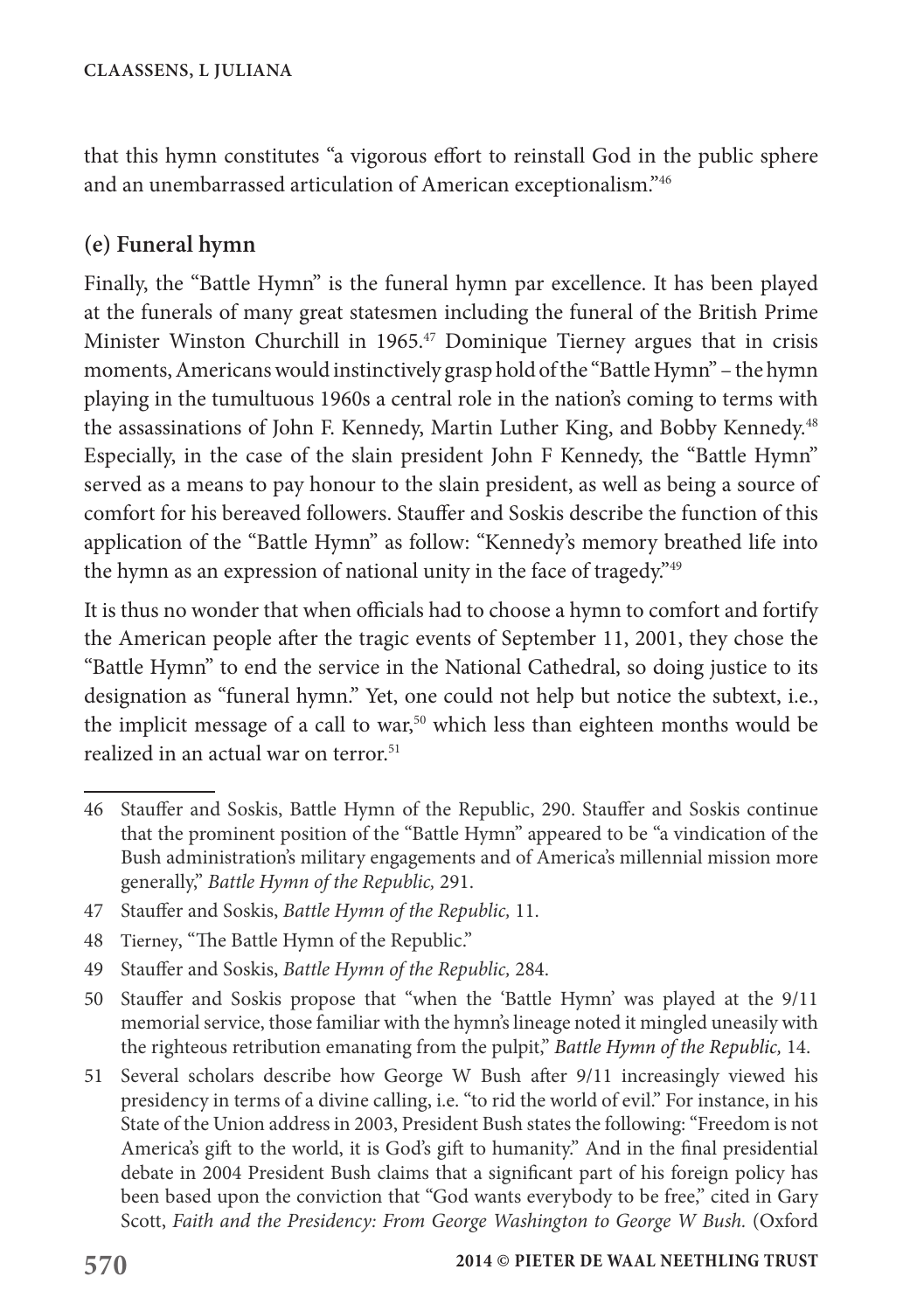that this hymn constitutes "a vigorous effort to reinstall God in the public sphere and an unembarrassed articulation of American exceptionalism."[46]

### (e) Funeral hymn

Finally, the "Battle Hymn" is the funeral hymn par excellence. It has been played at the funerals of many great statesmen including the funeral of the British Prime Minister Winston Churchill in 1965.[47] Dominique Tierney argues that in crisis moments, Americans would instinctively grasp hold of the "Battle Hymn" – the hymn playing in the tumultuous 1960s a central role in the nation's coming to terms with the assassinations of John F. Kennedy, Martin Luther King, and Bobby Kennedy.[48] Especially, in the case of the slain president John F Kennedy, the "Battle Hymn" served as a means to pay honour to the slain president, as well as being a source of comfort for his bereaved followers. Stauffer and Soskis describe the function of this application of the "Battle Hymn" as follow: "Kennedy's memory breathed life into the hymn as an expression of national unity in the face of tragedy."[49]

It is thus no wonder that when officials had to choose a hymn to comfort and fortify the American people after the tragic events of September 11, 2001, they chose the "Battle Hymn" to end the service in the National Cathedral, so doing justice to its designation as "funeral hymn." Yet, one could not help but notice the subtext, i.e., the implicit message of a call to war,[50] which less than eighteen months would be realized in an actual war on terror.[51]

---

46 Stauffer and Soskis, Battle Hymn of the Republic, 290. Stauffer and Soskis continue that the prominent position of the "Battle Hymn" appeared to be "a vindication of the Bush administration's military engagements and of America's millennial mission more generally," *Battle Hymn of the Republic,* 291.

47 Stauffer and Soskis, *Battle Hymn of the Republic,* 11.

48 Tierney, "The Battle Hymn of the Republic."

49 Stauffer and Soskis, *Battle Hymn of the Republic,* 284.

50 Stauffer and Soskis propose that "when the 'Battle Hymn' was played at the 9/11 memorial service, those familiar with the hymn's lineage noted it mingled uneasily with the righteous retribution emanating from the pulpit," *Battle Hymn of the Republic,* 14.

51 Several scholars describe how George W Bush after 9/11 increasingly viewed his presidency in terms of a divine calling, i.e. "to rid the world of evil." For instance, in his State of the Union address in 2003, President Bush states the following: "Freedom is not America's gift to the world, it is God's gift to humanity." And in the final presidential debate in 2004 President Bush claims that a significant part of his foreign policy has been based upon the conviction that "God wants everybody to be free," cited in Gary Scott, *Faith and the Presidency: From George Washington to George W Bush.* (Oxford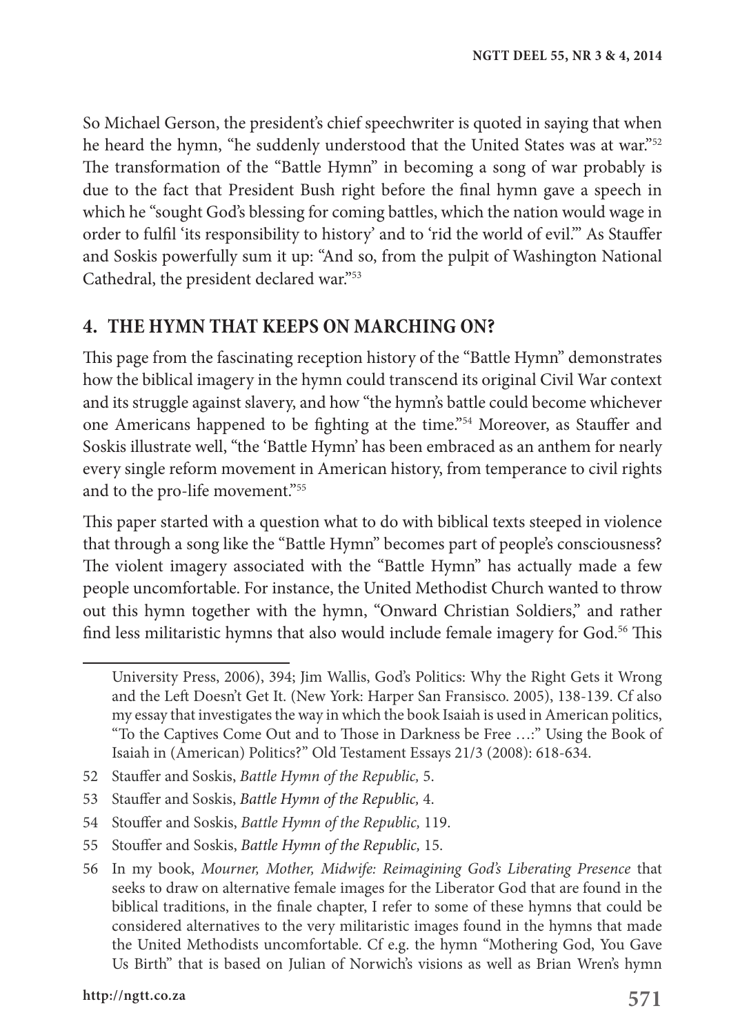So Michael Gerson, the president's chief speechwriter is quoted in saying that when he heard the hymn, "he suddenly understood that the United States was at war."[52] The transformation of the "Battle Hymn" in becoming a song of war probably is due to the fact that President Bush right before the final hymn gave a speech in which he "sought God's blessing for coming battles, which the nation would wage in order to fulfil 'its responsibility to history' and to 'rid the world of evil.'" As Stauffer and Soskis powerfully sum it up: "And so, from the pulpit of Washington National Cathedral, the president declared war."[53]

## 4. THE HYMN THAT KEEPS ON MARCHING ON?

This page from the fascinating reception history of the "Battle Hymn" demonstrates how the biblical imagery in the hymn could transcend its original Civil War context and its struggle against slavery, and how "the hymn's battle could become whichever one Americans happened to be fighting at the time."[54] Moreover, as Stauffer and Soskis illustrate well, "the 'Battle Hymn' has been embraced as an anthem for nearly every single reform movement in American history, from temperance to civil rights and to the pro-life movement."[55]

This paper started with a question what to do with biblical texts steeped in violence that through a song like the "Battle Hymn" becomes part of people's consciousness? The violent imagery associated with the "Battle Hymn" has actually made a few people uncomfortable. For instance, the United Methodist Church wanted to throw out this hymn together with the hymn, "Onward Christian Soldiers," and rather find less militaristic hymns that also would include female imagery for God.[56] This

---

University Press, 2006), 394; Jim Wallis, God's Politics: Why the Right Gets it Wrong and the Left Doesn't Get It. (New York: Harper San Fransisco. 2005), 138-139. Cf also my essay that investigates the way in which the book Isaiah is used in American politics, "To the Captives Come Out and to Those in Darkness be Free …:" Using the Book of Isaiah in (American) Politics?" Old Testament Essays 21/3 (2008): 618-634.

52 Stauffer and Soskis, *Battle Hymn of the Republic,* 5.

53 Stauffer and Soskis, *Battle Hymn of the Republic,* 4.

54 Stouffer and Soskis, *Battle Hymn of the Republic,* 119.

55 Stouffer and Soskis, *Battle Hymn of the Republic,* 15.

56 In my book, *Mourner, Mother, Midwife: Reimagining God's Liberating Presence* that seeks to draw on alternative female images for the Liberator God that are found in the biblical traditions, in the finale chapter, I refer to some of these hymns that could be considered alternatives to the very militaristic images found in the hymns that made the United Methodists uncomfortable. Cf e.g. the hymn "Mothering God, You Gave Us Birth" that is based on Julian of Norwich's visions as well as Brian Wren's hymn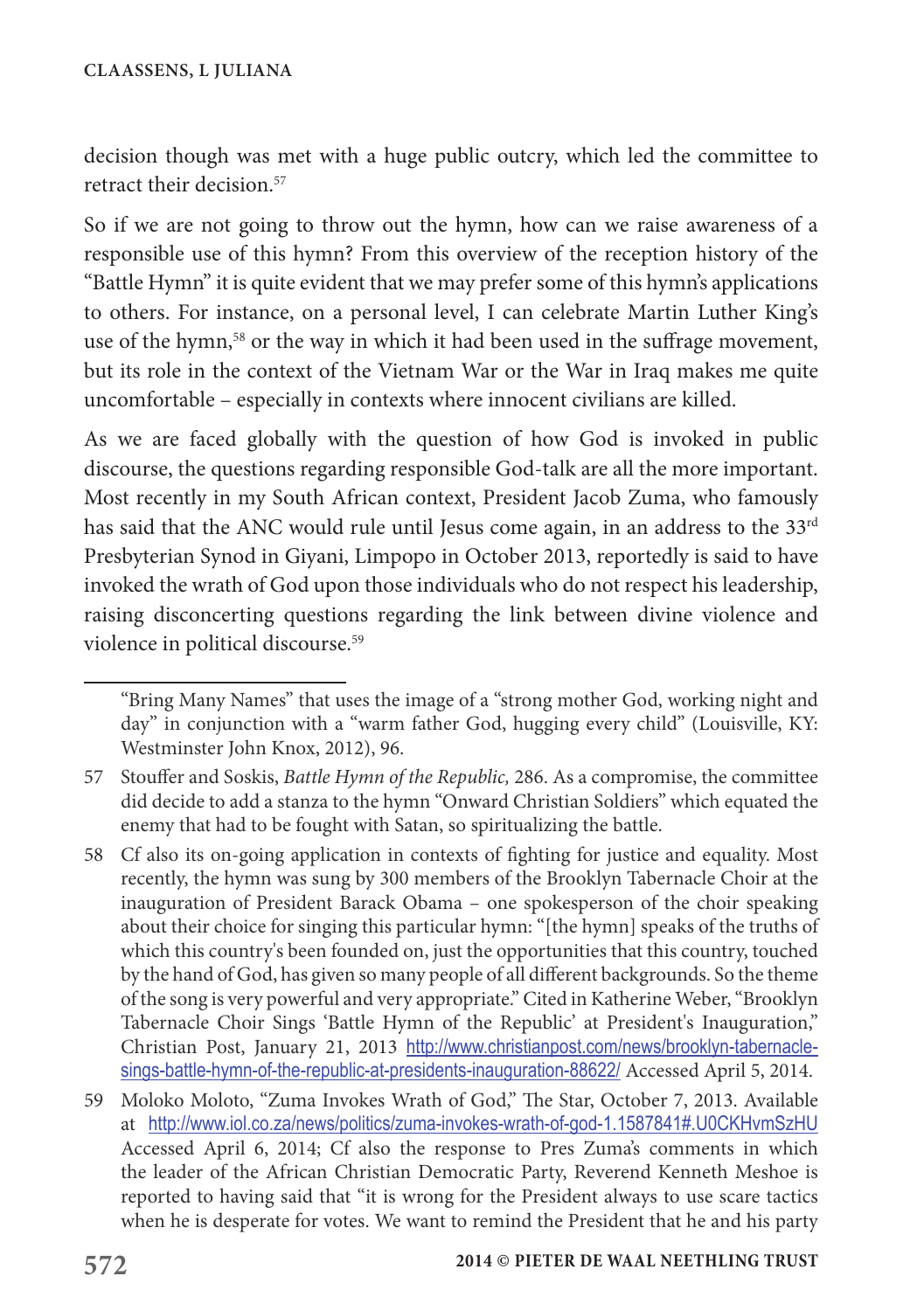decision though was met with a huge public outcry, which led the committee to retract their decision.[57]

So if we are not going to throw out the hymn, how can we raise awareness of a responsible use of this hymn? From this overview of the reception history of the "Battle Hymn" it is quite evident that we may prefer some of this hymn's applications to others. For instance, on a personal level, I can celebrate Martin Luther King's use of the hymn,[58] or the way in which it had been used in the suffrage movement, but its role in the context of the Vietnam War or the War in Iraq makes me quite uncomfortable – especially in contexts where innocent civilians are killed.

As we are faced globally with the question of how God is invoked in public discourse, the questions regarding responsible God-talk are all the more important. Most recently in my South African context, President Jacob Zuma, who famously has said that the ANC would rule until Jesus come again, in an address to the 33rd Presbyterian Synod in Giyani, Limpopo in October 2013, reportedly is said to have invoked the wrath of God upon those individuals who do not respect his leadership, raising disconcerting questions regarding the link between divine violence and violence in political discourse.[59]

---

"Bring Many Names" that uses the image of a "strong mother God, working night and day" in conjunction with a "warm father God, hugging every child" (Louisville, KY: Westminster John Knox, 2012), 96.

57 Stouffer and Soskis, *Battle Hymn of the Republic,* 286. As a compromise, the committee did decide to add a stanza to the hymn "Onward Christian Soldiers" which equated the enemy that had to be fought with Satan, so spiritualizing the battle.

58 Cf also its on-going application in contexts of fighting for justice and equality. Most recently, the hymn was sung by 300 members of the Brooklyn Tabernacle Choir at the inauguration of President Barack Obama – one spokesperson of the choir speaking about their choice for singing this particular hymn: "[the hymn] speaks of the truths of which this country's been founded on, just the opportunities that this country, touched by the hand of God, has given so many people of all different backgrounds. So the theme of the song is very powerful and very appropriate." Cited in Katherine Weber, "Brooklyn Tabernacle Choir Sings 'Battle Hymn of the Republic' at President's Inauguration," Christian Post, January 21, 2013 http://www.christianpost.com/news/brooklyn-tabernacle-sings-battle-hymn-of-the-republic-at-presidents-inauguration-88622/ Accessed April 5, 2014.

59 Moloko Moloto, "Zuma Invokes Wrath of God," The Star, October 7, 2013. Available at http://www.iol.co.za/news/politics/zuma-invokes-wrath-of-god-1.1587841#.U0CKHvmSzHU Accessed April 6, 2014; Cf also the response to Pres Zuma's comments in which the leader of the African Christian Democratic Party, Reverend Kenneth Meshoe is reported to having said that "it is wrong for the President always to use scare tactics when he is desperate for votes. We want to remind the President that he and his party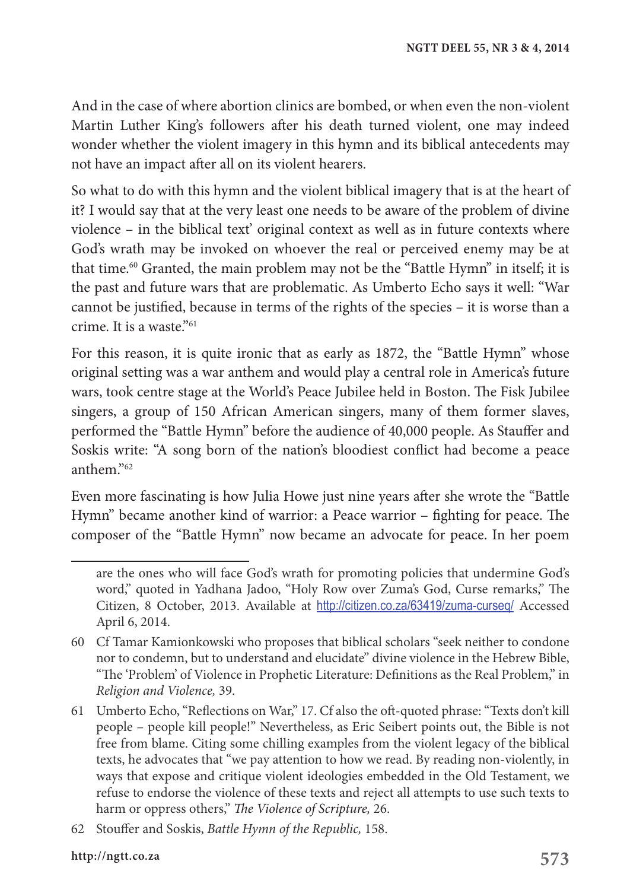And in the case of where abortion clinics are bombed, or when even the non-violent Martin Luther King's followers after his death turned violent, one may indeed wonder whether the violent imagery in this hymn and its biblical antecedents may not have an impact after all on its violent hearers.

So what to do with this hymn and the violent biblical imagery that is at the heart of it? I would say that at the very least one needs to be aware of the problem of divine violence – in the biblical text' original context as well as in future contexts where God's wrath may be invoked on whoever the real or perceived enemy may be at that time.[60] Granted, the main problem may not be the "Battle Hymn" in itself; it is the past and future wars that are problematic. As Umberto Echo says it well: "War cannot be justified, because in terms of the rights of the species – it is worse than a crime. It is a waste."[61]

For this reason, it is quite ironic that as early as 1872, the "Battle Hymn" whose original setting was a war anthem and would play a central role in America's future wars, took centre stage at the World's Peace Jubilee held in Boston. The Fisk Jubilee singers, a group of 150 African American singers, many of them former slaves, performed the "Battle Hymn" before the audience of 40,000 people. As Stauffer and Soskis write: "A song born of the nation's bloodiest conflict had become a peace anthem."[62]

Even more fascinating is how Julia Howe just nine years after she wrote the "Battle Hymn" became another kind of warrior: a Peace warrior – fighting for peace. The composer of the "Battle Hymn" now became an advocate for peace. In her poem

---

are the ones who will face God's wrath for promoting policies that undermine God's word," quoted in Yadhana Jadoo, "Holy Row over Zuma's God, Curse remarks," The Citizen, 8 October, 2013. Available at http://citizen.co.za/63419/zuma-curseq/ Accessed April 6, 2014.

60 Cf Tamar Kamionkowski who proposes that biblical scholars "seek neither to condone nor to condemn, but to understand and elucidate" divine violence in the Hebrew Bible, "The 'Problem' of Violence in Prophetic Literature: Definitions as the Real Problem," in *Religion and Violence,* 39.

61 Umberto Echo, "Reflections on War," 17. Cf also the oft-quoted phrase: "Texts don't kill people – people kill people!" Nevertheless, as Eric Seibert points out, the Bible is not free from blame. Citing some chilling examples from the violent legacy of the biblical texts, he advocates that "we pay attention to how we read. By reading non-violently, in ways that expose and critique violent ideologies embedded in the Old Testament, we refuse to endorse the violence of these texts and reject all attempts to use such texts to harm or oppress others," *The Violence of Scripture,* 26.

62 Stouffer and Soskis, *Battle Hymn of the Republic,* 158.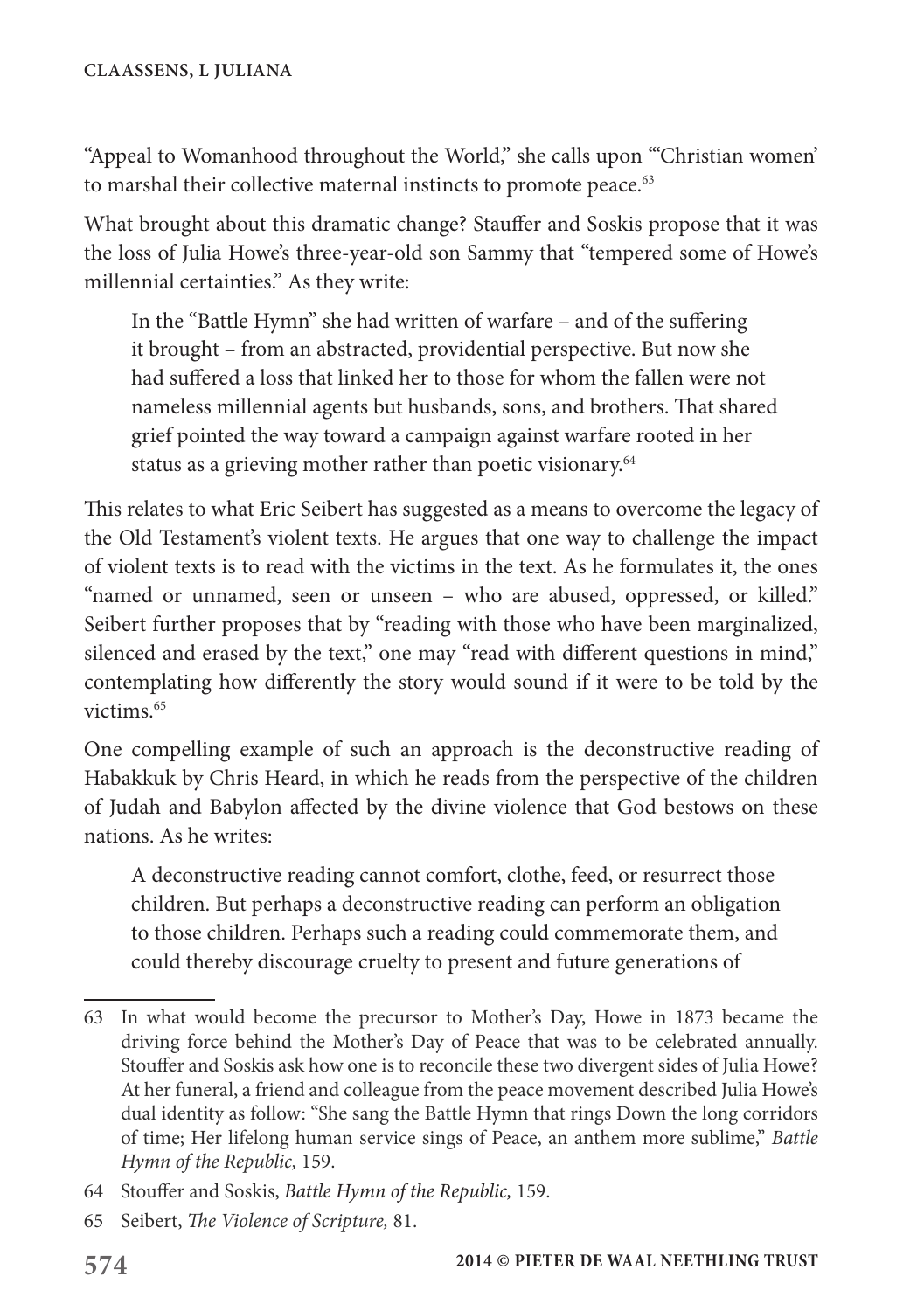"Appeal to Womanhood throughout the World," she calls upon "'Christian women' to marshal their collective maternal instincts to promote peace.[63]

What brought about this dramatic change? Stauffer and Soskis propose that it was the loss of Julia Howe's three-year-old son Sammy that "tempered some of Howe's millennial certainties." As they write:

> In the "Battle Hymn" she had written of warfare – and of the suffering it brought – from an abstracted, providential perspective. But now she had suffered a loss that linked her to those for whom the fallen were not nameless millennial agents but husbands, sons, and brothers. That shared grief pointed the way toward a campaign against warfare rooted in her status as a grieving mother rather than poetic visionary.[64]

This relates to what Eric Seibert has suggested as a means to overcome the legacy of the Old Testament's violent texts. He argues that one way to challenge the impact of violent texts is to read with the victims in the text. As he formulates it, the ones "named or unnamed, seen or unseen – who are abused, oppressed, or killed." Seibert further proposes that by "reading with those who have been marginalized, silenced and erased by the text," one may "read with different questions in mind," contemplating how differently the story would sound if it were to be told by the victims.[65]

One compelling example of such an approach is the deconstructive reading of Habakkuk by Chris Heard, in which he reads from the perspective of the children of Judah and Babylon affected by the divine violence that God bestows on these nations. As he writes:

> A deconstructive reading cannot comfort, clothe, feed, or resurrect those children. But perhaps a deconstructive reading can perform an obligation to those children. Perhaps such a reading could commemorate them, and could thereby discourage cruelty to present and future generations of

---

63 In what would become the precursor to Mother's Day, Howe in 1873 became the driving force behind the Mother's Day of Peace that was to be celebrated annually. Stouffer and Soskis ask how one is to reconcile these two divergent sides of Julia Howe? At her funeral, a friend and colleague from the peace movement described Julia Howe's dual identity as follow: "She sang the Battle Hymn that rings Down the long corridors of time; Her lifelong human service sings of Peace, an anthem more sublime," *Battle Hymn of the Republic,* 159.

64 Stouffer and Soskis, *Battle Hymn of the Republic,* 159.

65 Seibert, *The Violence of Scripture,* 81.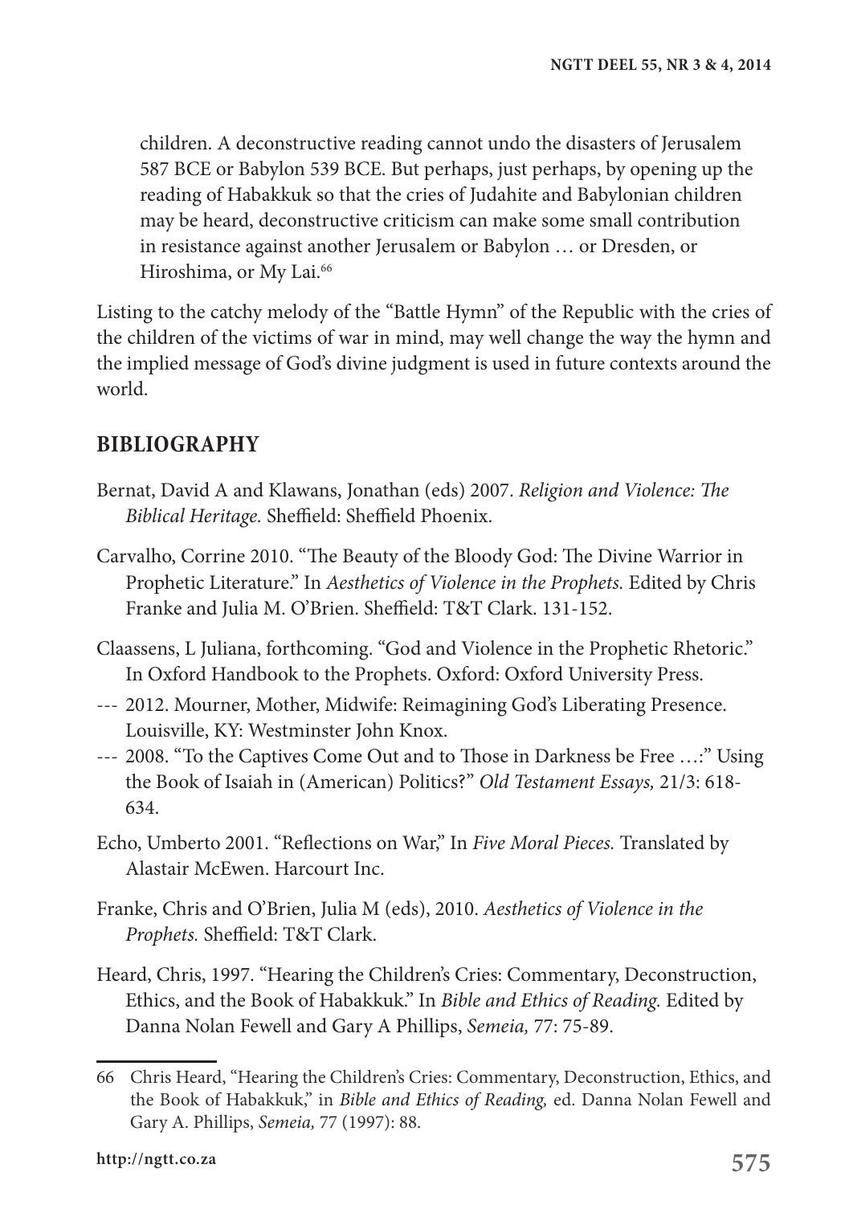> children. A deconstructive reading cannot undo the disasters of Jerusalem 587 BCE or Babylon 539 BCE. But perhaps, just perhaps, by opening up the reading of Habakkuk so that the cries of Judahite and Babylonian children may be heard, deconstructive criticism can make some small contribution in resistance against another Jerusalem or Babylon … or Dresden, or Hiroshima, or My Lai.[66]

Listing to the catchy melody of the "Battle Hymn" of the Republic with the cries of the children of the victims of war in mind, may well change the way the hymn and the implied message of God's divine judgment is used in future contexts around the world.

## BIBLIOGRAPHY

Bernat, David A and Klawans, Jonathan (eds) 2007. *Religion and Violence: The Biblical Heritage.* Sheffield: Sheffield Phoenix.

Carvalho, Corrine 2010. "The Beauty of the Bloody God: The Divine Warrior in Prophetic Literature." In *Aesthetics of Violence in the Prophets.* Edited by Chris Franke and Julia M. O'Brien. Sheffield: T&T Clark. 131-152.

Claassens, L Juliana, forthcoming. "God and Violence in the Prophetic Rhetoric." In Oxford Handbook to the Prophets. Oxford: Oxford University Press.

--- 2012. Mourner, Mother, Midwife: Reimagining God's Liberating Presence. Louisville, KY: Westminster John Knox.

--- 2008. "'To the Captives Come Out and to Those in Darkness be Free …:" Using the Book of Isaiah in (American) Politics?" *Old Testament Essays,* 21/3: 618-634.

Echo, Umberto 2001. "Reflections on War," In *Five Moral Pieces.* Translated by Alastair McEwen. Harcourt Inc.

Franke, Chris and O'Brien, Julia M (eds), 2010. *Aesthetics of Violence in the Prophets.* Sheffield: T&T Clark.

Heard, Chris, 1997. "Hearing the Children's Cries: Commentary, Deconstruction, Ethics, and the Book of Habakkuk." In *Bible and Ethics of Reading.* Edited by Danna Nolan Fewell and Gary A Phillips, *Semeia,* 77: 75-89.

---

66 Chris Heard, "Hearing the Children's Cries: Commentary, Deconstruction, Ethics, and the Book of Habakkuk," in *Bible and Ethics of Reading,* ed. Danna Nolan Fewell and Gary A. Phillips, *Semeia,* 77 (1997): 88.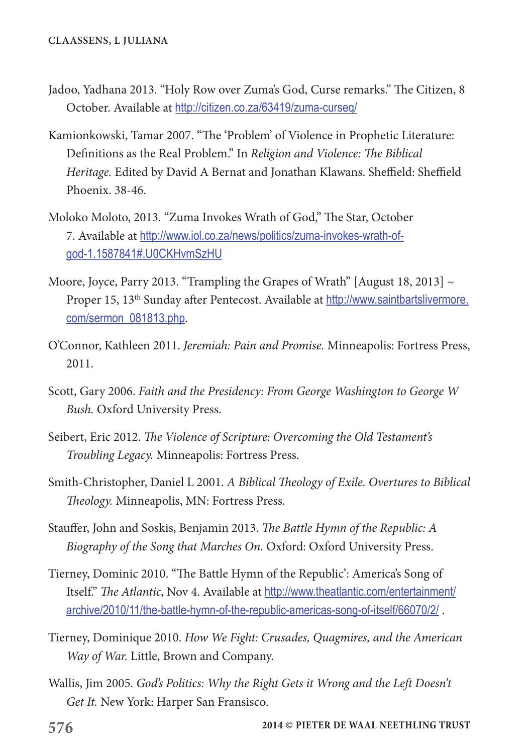Jadoo, Yadhana 2013. "Holy Row over Zuma's God, Curse remarks." The Citizen, 8 October. Available at http://citizen.co.za/63419/zuma-curseq/

Kamionkowski, Tamar 2007. "The 'Problem' of Violence in Prophetic Literature: Definitions as the Real Problem." In *Religion and Violence: The Biblical Heritage.* Edited by David A Bernat and Jonathan Klawans. Sheffield: Sheffield Phoenix. 38-46.

Moloko Moloto, 2013. "Zuma Invokes Wrath of God," The Star, October 7. Available at http://www.iol.co.za/news/politics/zuma-invokes-wrath-of-god-1.1587841#.U0CKHvmSzHU

Moore, Joyce, Parry 2013. "Trampling the Grapes of Wrath" [August 18, 2013] ~ Proper 15, 13th Sunday after Pentecost. Available at http://www.saintbartslivermore.com/sermon_081813.php.

O'Connor, Kathleen 2011. *Jeremiah: Pain and Promise.* Minneapolis: Fortress Press, 2011.

Scott, Gary 2006. *Faith and the Presidency: From George Washington to George W Bush.* Oxford University Press.

Seibert, Eric 2012. *The Violence of Scripture: Overcoming the Old Testament's Troubling Legacy.* Minneapolis: Fortress Press.

Smith-Christopher, Daniel L 2001. *A Biblical Theology of Exile. Overtures to Biblical Theology.* Minneapolis, MN: Fortress Press.

Stauffer, John and Soskis, Benjamin 2013. *The Battle Hymn of the Republic: A Biography of the Song that Marches On.* Oxford: Oxford University Press.

Tierney, Dominic 2010. "The Battle Hymn of the Republic': America's Song of Itself." *The Atlantic*, Nov 4. Available at http://www.theatlantic.com/entertainment/archive/2010/11/the-battle-hymn-of-the-republic-americas-song-of-itself/66070/2/ .

Tierney, Dominique 2010. *How We Fight: Crusades, Quagmires, and the American Way of War.* Little, Brown and Company.

Wallis, Jim 2005. *God's Politics: Why the Right Gets it Wrong and the Left Doesn't Get It.* New York: Harper San Fransisco.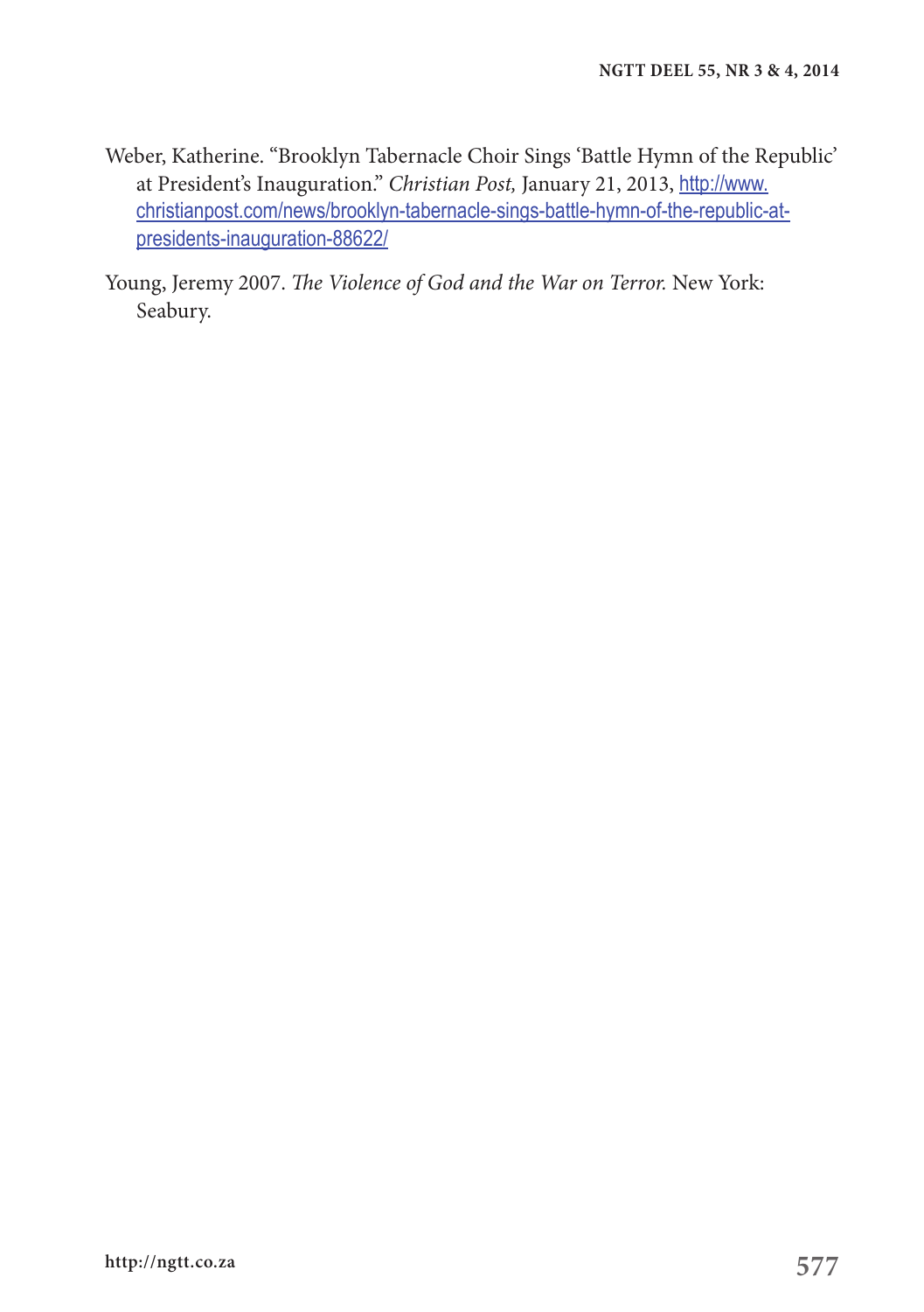Weber, Katherine. "Brooklyn Tabernacle Choir Sings 'Battle Hymn of the Republic' at President's Inauguration." *Christian Post,* January 21, 2013, http://www.christianpost.com/news/brooklyn-tabernacle-sings-battle-hymn-of-the-republic-at-presidents-inauguration-88622/

Young, Jeremy 2007. *The Violence of God and the War on Terror.* New York: Seabury.